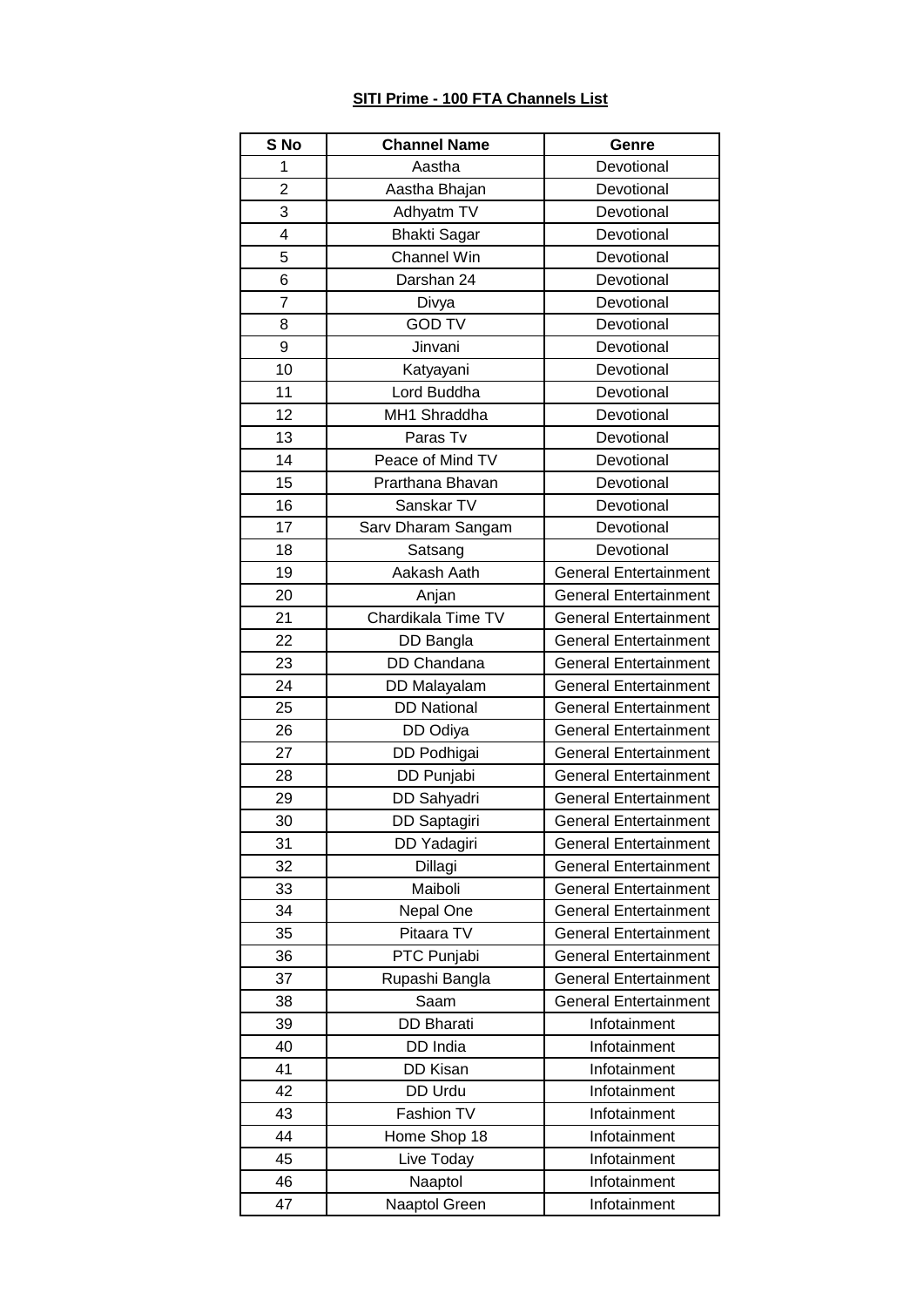**SITI Prime - 100 FTA Channels List**

| S No | Channel Name | Genre |
|---|---|---|
| 1 | Aastha | Devotional |
| 2 | Aastha Bhajan | Devotional |
| 3 | Adhyatm TV | Devotional |
| 4 | Bhakti Sagar | Devotional |
| 5 | Channel Win | Devotional |
| 6 | Darshan 24 | Devotional |
| 7 | Divya | Devotional |
| 8 | GOD TV | Devotional |
| 9 | Jinvani | Devotional |
| 10 | Katyayani | Devotional |
| 11 | Lord Buddha | Devotional |
| 12 | MH1 Shraddha | Devotional |
| 13 | Paras Tv | Devotional |
| 14 | Peace of Mind TV | Devotional |
| 15 | Prarthana Bhavan | Devotional |
| 16 | Sanskar TV | Devotional |
| 17 | Sarv Dharam Sangam | Devotional |
| 18 | Satsang | Devotional |
| 19 | Aakash Aath | General Entertainment |
| 20 | Anjan | General Entertainment |
| 21 | Chardikala Time TV | General Entertainment |
| 22 | DD Bangla | General Entertainment |
| 23 | DD Chandana | General Entertainment |
| 24 | DD Malayalam | General Entertainment |
| 25 | DD National | General Entertainment |
| 26 | DD Odiya | General Entertainment |
| 27 | DD Podhigai | General Entertainment |
| 28 | DD Punjabi | General Entertainment |
| 29 | DD Sahyadri | General Entertainment |
| 30 | DD Saptagiri | General Entertainment |
| 31 | DD Yadagiri | General Entertainment |
| 32 | Dillagi | General Entertainment |
| 33 | Maiboli | General Entertainment |
| 34 | Nepal One | General Entertainment |
| 35 | Pitaara TV | General Entertainment |
| 36 | PTC Punjabi | General Entertainment |
| 37 | Rupashi Bangla | General Entertainment |
| 38 | Saam | General Entertainment |
| 39 | DD Bharati | Infotainment |
| 40 | DD India | Infotainment |
| 41 | DD Kisan | Infotainment |
| 42 | DD Urdu | Infotainment |
| 43 | Fashion TV | Infotainment |
| 44 | Home Shop 18 | Infotainment |
| 45 | Live Today | Infotainment |
| 46 | Naaptol | Infotainment |
| 47 | Naaptol Green | Infotainment |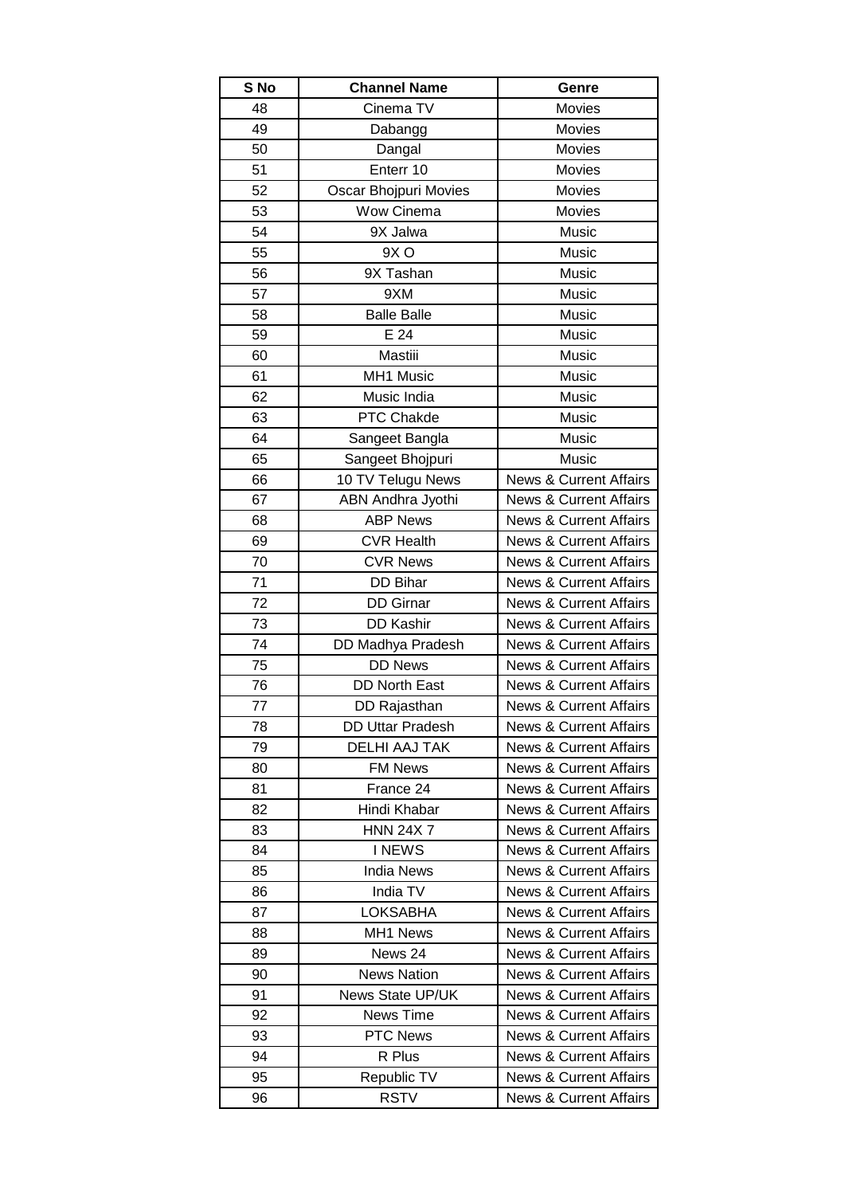| S No | Channel Name | Genre |
| --- | --- | --- |
| 48 | Cinema TV | Movies |
| 49 | Dabangg | Movies |
| 50 | Dangal | Movies |
| 51 | Enterr 10 | Movies |
| 52 | Oscar Bhojpuri Movies | Movies |
| 53 | Wow Cinema | Movies |
| 54 | 9X Jalwa | Music |
| 55 | 9X O | Music |
| 56 | 9X Tashan | Music |
| 57 | 9XM | Music |
| 58 | Balle Balle | Music |
| 59 | E 24 | Music |
| 60 | Mastiii | Music |
| 61 | MH1 Music | Music |
| 62 | Music India | Music |
| 63 | PTC Chakde | Music |
| 64 | Sangeet Bangla | Music |
| 65 | Sangeet Bhojpuri | Music |
| 66 | 10 TV Telugu News | News & Current Affairs |
| 67 | ABN Andhra Jyothi | News & Current Affairs |
| 68 | ABP News | News & Current Affairs |
| 69 | CVR Health | News & Current Affairs |
| 70 | CVR News | News & Current Affairs |
| 71 | DD Bihar | News & Current Affairs |
| 72 | DD Girnar | News & Current Affairs |
| 73 | DD Kashir | News & Current Affairs |
| 74 | DD Madhya Pradesh | News & Current Affairs |
| 75 | DD News | News & Current Affairs |
| 76 | DD North East | News & Current Affairs |
| 77 | DD Rajasthan | News & Current Affairs |
| 78 | DD Uttar Pradesh | News & Current Affairs |
| 79 | DELHI AAJ TAK | News & Current Affairs |
| 80 | FM News | News & Current Affairs |
| 81 | France 24 | News & Current Affairs |
| 82 | Hindi Khabar | News & Current Affairs |
| 83 | HNN 24X 7 | News & Current Affairs |
| 84 | I NEWS | News & Current Affairs |
| 85 | India News | News & Current Affairs |
| 86 | India TV | News & Current Affairs |
| 87 | LOKSABHA | News & Current Affairs |
| 88 | MH1 News | News & Current Affairs |
| 89 | News 24 | News & Current Affairs |
| 90 | News Nation | News & Current Affairs |
| 91 | News State UP/UK | News & Current Affairs |
| 92 | News Time | News & Current Affairs |
| 93 | PTC News | News & Current Affairs |
| 94 | R Plus | News & Current Affairs |
| 95 | Republic TV | News & Current Affairs |
| 96 | RSTV | News & Current Affairs |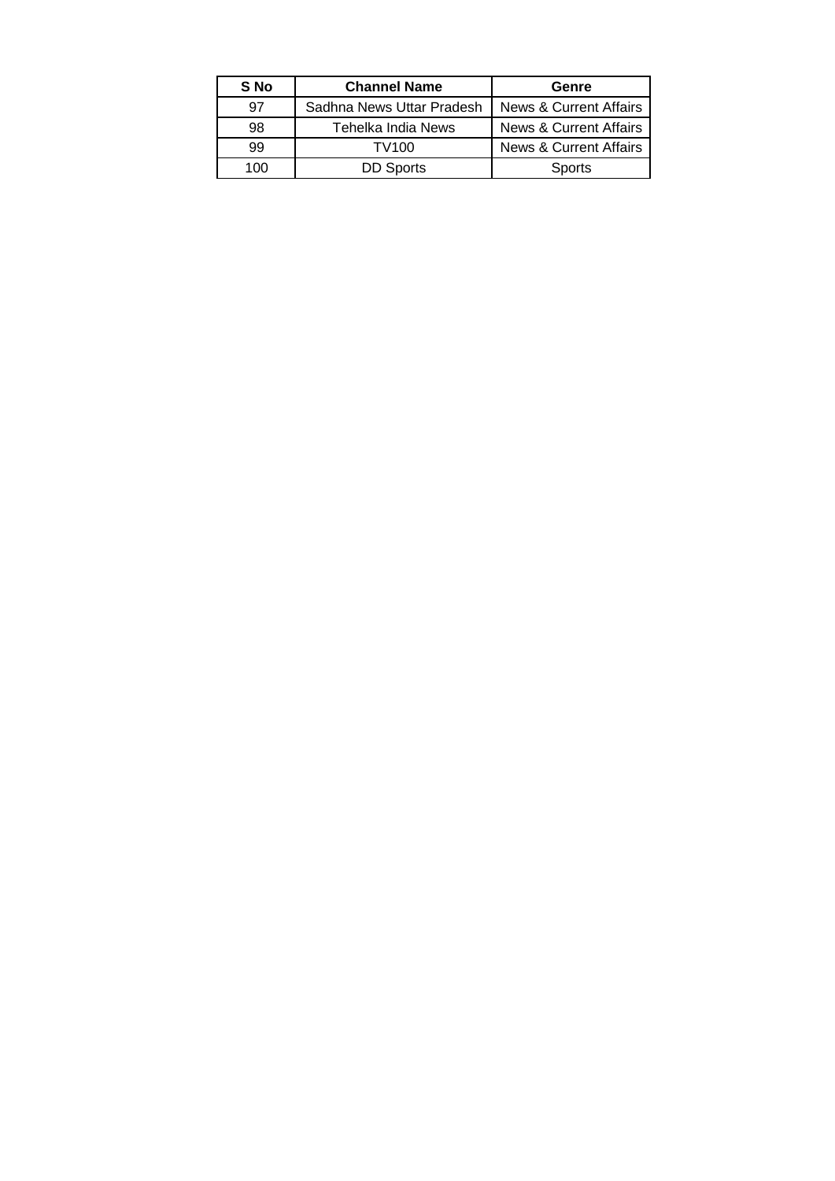| S No | Channel Name | Genre |
|---|---|---|
| 97 | Sadhna News Uttar Pradesh | News & Current Affairs |
| 98 | Tehelka India News | News & Current Affairs |
| 99 | TV100 | News & Current Affairs |
| 100 | DD Sports | Sports |